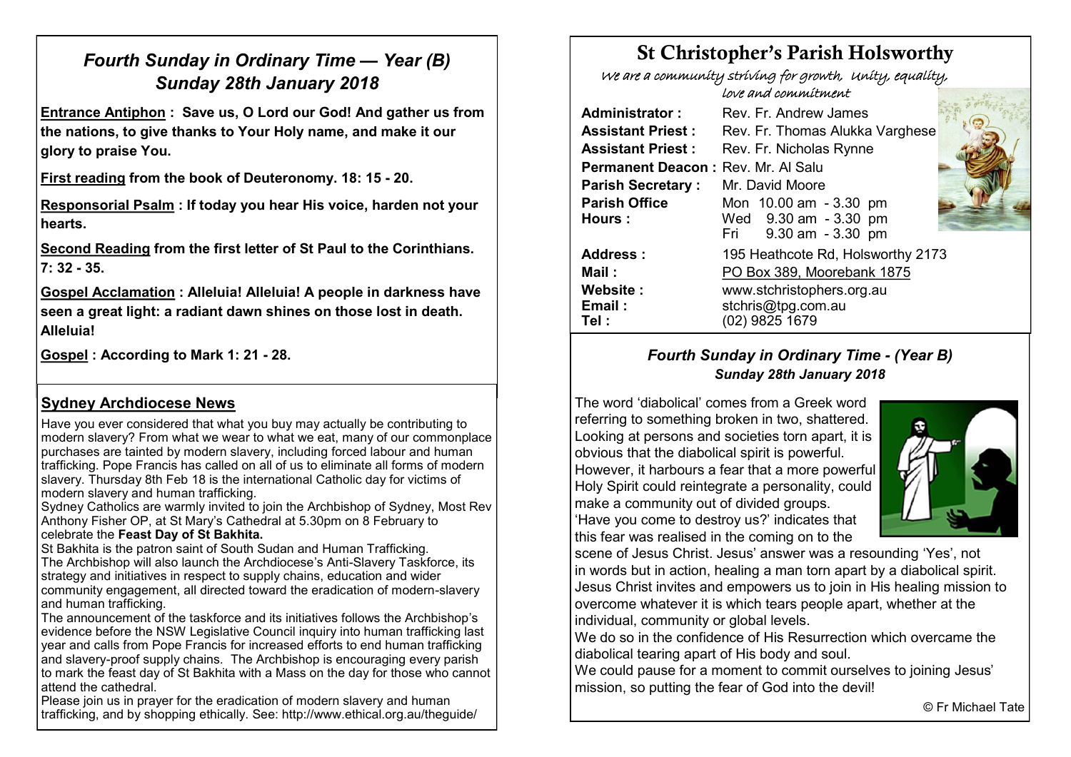## *Fourth Sunday in Ordinary Time — Year (B)*
## *Sunday 28th January 2018*

**Entrance Antiphon : Save us, O Lord our God! And gather us from the nations, to give thanks to Your Holy name, and make it our glory to praise You.**

**First reading from the book of Deuteronomy. 18: 15 - 20.**

**Responsorial Psalm : If today you hear His voice, harden not your hearts.**

**Second Reading from the first letter of St Paul to the Corinthians. 7: 32 - 35.**

**Gospel Acclamation : Alleluia! Alleluia! A people in darkness have seen a great light: a radiant dawn shines on those lost in death. Alleluia!**

**Gospel : According to Mark 1: 21 - 28.**

### Sydney Archdiocese News

Have you ever considered that what you buy may actually be contributing to modern slavery? From what we wear to what we eat, many of our commonplace purchases are tainted by modern slavery, including forced labour and human trafficking. Pope Francis has called on all of us to eliminate all forms of modern slavery. Thursday 8th Feb 18 is the international Catholic day for victims of modern slavery and human trafficking.

Sydney Catholics are warmly invited to join the Archbishop of Sydney, Most Rev Anthony Fisher OP, at St Mary's Cathedral at 5.30pm on 8 February to celebrate the **Feast Day of St Bakhita.**

St Bakhita is the patron saint of South Sudan and Human Trafficking.

The Archbishop will also launch the Archdiocese's Anti-Slavery Taskforce, its strategy and initiatives in respect to supply chains, education and wider community engagement, all directed toward the eradication of modern-slavery and human trafficking.

The announcement of the taskforce and its initiatives follows the Archbishop's evidence before the NSW Legislative Council inquiry into human trafficking last year and calls from Pope Francis for increased efforts to end human trafficking and slavery-proof supply chains. The Archbishop is encouraging every parish to mark the feast day of St Bakhita with a Mass on the day for those who cannot attend the cathedral.

Please join us in prayer for the eradication of modern slavery and human trafficking, and by shopping ethically. See: http://www.ethical.org.au/theguide/

# St Christopher's Parish Holsworthy

*We are a community striving for growth, Unity, equality, love and commitment*

| | |
|---|---|
| **Administrator :** | Rev. Fr. Andrew James |
| **Assistant Priest :** | Rev. Fr. Thomas Alukka Varghese |
| **Assistant Priest :** | Rev. Fr. Nicholas Rynne |
| **Permanent Deacon :** | Rev. Mr. Al Salu |
| **Parish Secretary :** | Mr. David Moore |
| **Parish Office Hours :** | Mon 10.00 am - 3.30 pm<br>Wed 9.30 am - 3.30 pm<br>Fri 9.30 am - 3.30 pm |
| **Address :** | 195 Heathcote Rd, Holsworthy 2173 |
| **Mail :** | PO Box 389, Moorebank 1875 |
| **Website :** | www.stchristophers.org.au |
| **Email :** | stchris@tpg.com.au |
| **Tel :** | (02) 9825 1679 |

### *Fourth Sunday in Ordinary Time - (Year B)*
### *Sunday 28th January 2018*

The word 'diabolical' comes from a Greek word referring to something broken in two, shattered. Looking at persons and societies torn apart, it is obvious that the diabolical spirit is powerful. However, it harbours a fear that a more powerful Holy Spirit could reintegrate a personality, could make a community out of divided groups. 'Have you come to destroy us?' indicates that this fear was realised in the coming on to the scene of Jesus Christ. Jesus' answer was a resounding 'Yes', not in words but in action, healing a man torn apart by a diabolical spirit. Jesus Christ invites and empowers us to join in His healing mission to overcome whatever it is which tears people apart, whether at the individual, community or global levels.

We do so in the confidence of His Resurrection which overcame the diabolical tearing apart of His body and soul.

We could pause for a moment to commit ourselves to joining Jesus' mission, so putting the fear of God into the devil!

© Fr Michael Tate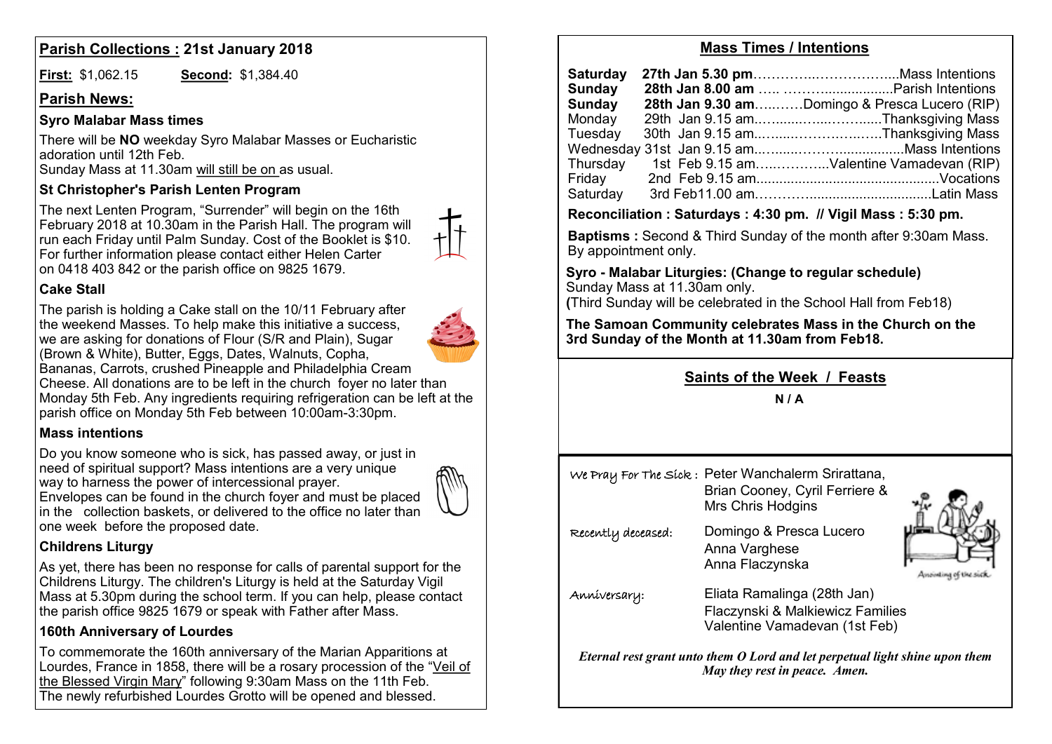## Parish Collections : 21st January 2018

**First:** $1,062.15 **Second:** $1,384.40

## Parish News:

### Syro Malabar Mass times

There will be **NO** weekday Syro Malabar Masses or Eucharistic adoration until 12th Feb.
Sunday Mass at 11.30am will still be on as usual.

### St Christopher's Parish Lenten Program

The next Lenten Program, "Surrender" will begin on the 16th February 2018 at 10.30am in the Parish Hall. The program will run each Friday until Palm Sunday. Cost of the Booklet is $10. For further information please contact either Helen Carter on 0418 403 842 or the parish office on 9825 1679.

### Cake Stall

The parish is holding a Cake stall on the 10/11 February after the weekend Masses. To help make this initiative a success, we are asking for donations of Flour (S/R and Plain), Sugar (Brown & White), Butter, Eggs, Dates, Walnuts, Copha, Bananas, Carrots, crushed Pineapple and Philadelphia Cream Cheese. All donations are to be left in the church foyer no later than Monday 5th Feb. Any ingredients requiring refrigeration can be left at the parish office on Monday 5th Feb between 10:00am-3:30pm.

### Mass intentions

Do you know someone who is sick, has passed away, or just in need of spiritual support? Mass intentions are a very unique way to harness the power of intercessional prayer. Envelopes can be found in the church foyer and must be placed in the collection baskets, or delivered to the office no later than one week before the proposed date.

### Childrens Liturgy

As yet, there has been no response for calls of parental support for the Childrens Liturgy. The children's Liturgy is held at the Saturday Vigil Mass at 5.30pm during the school term. If you can help, please contact the parish office 9825 1679 or speak with Father after Mass.

### 160th Anniversary of Lourdes

To commemorate the 160th anniversary of the Marian Apparitions at Lourdes, France in 1858, there will be a rosary procession of the "Veil of the Blessed Virgin Mary" following 9:30am Mass on the 11th Feb. The newly refurbished Lourdes Grotto will be opened and blessed.

## Mass Times / Intentions

| | | |
|---|---|---|
| **Saturday** | **27th Jan 5.30 pm** | Mass Intentions |
| **Sunday** | **28th Jan 8.00 am** | Parish Intentions |
| **Sunday** | **28th Jan 9.30 am** | Domingo & Presca Lucero (RIP) |
| Monday | 29th Jan 9.15 am | Thanksgiving Mass |
| Tuesday | 30th Jan 9.15 am | Thanksgiving Mass |
| Wednesday | 31st Jan 9.15 am | Mass Intentions |
| Thursday | 1st Feb 9.15 am | Valentine Vamadevan (RIP) |
| Friday | 2nd Feb 9.15 am | Vocations |
| Saturday | 3rd Feb11.00 am | Latin Mass |

**Reconciliation : Saturdays : 4:30 pm. // Vigil Mass : 5:30 pm.**

**Baptisms :** Second & Third Sunday of the month after 9:30am Mass. By appointment only.

**Syro - Malabar Liturgies: (Change to regular schedule)**
Sunday Mass at 11.30am only.
**(**Third Sunday will be celebrated in the School Hall from Feb18)

**The Samoan Community celebrates Mass in the Church on the 3rd Sunday of the Month at 11.30am from Feb18.**

## Saints of the Week / Feasts

**N / A**

We Pray For The Sick : Peter Wanchalerm Srirattana, Brian Cooney, Cyril Ferriere & Mrs Chris Hodgins

Recently deceased: Domingo & Presca Lucero
Anna Varghese
Anna Flaczynska

Anniversary: Eliata Ramalinga (28th Jan)
Flaczynski & Malkiewicz Families
Valentine Vamadevan (1st Feb)

Anointing of the sick

*Eternal rest grant unto them O Lord and let perpetual light shine upon them May they rest in peace. Amen.*